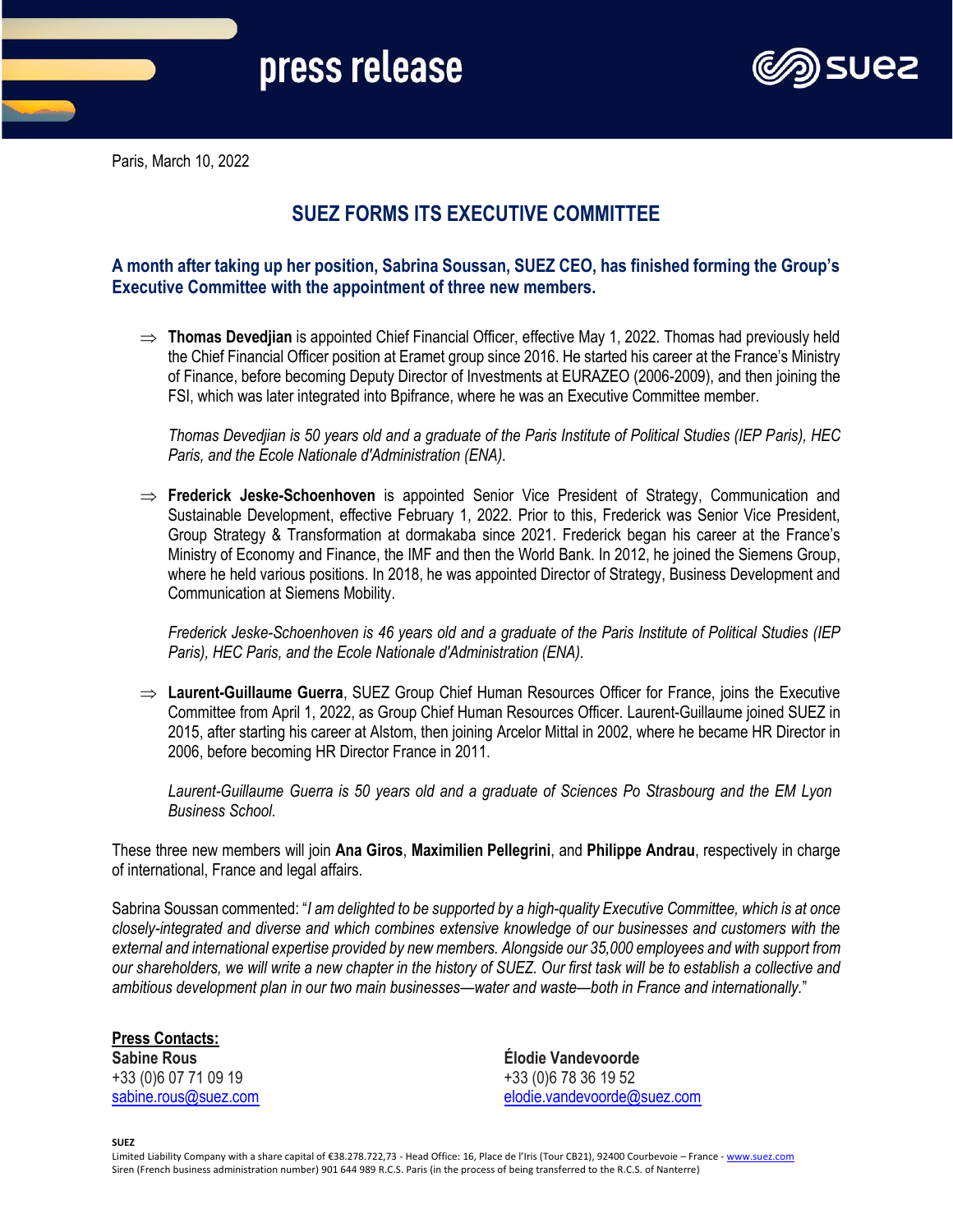press release

Paris, March 10, 2022

# SUEZ FORMS ITS EXECUTIVE COMMITTEE

## A month after taking up her position, Sabrina Soussan, SUEZ CEO, has finished forming the Group's Executive Committee with the appointment of three new members.

⇒ **Thomas Devedjian** is appointed Chief Financial Officer, effective May 1, 2022. Thomas had previously held the Chief Financial Officer position at Eramet group since 2016. He started his career at the France's Ministry of Finance, before becoming Deputy Director of Investments at EURAZEO (2006-2009), and then joining the FSI, which was later integrated into Bpifrance, where he was an Executive Committee member.

*Thomas Devedjian is 50 years old and a graduate of the Paris Institute of Political Studies (IEP Paris), HEC Paris, and the Ecole Nationale d'Administration (ENA).*

⇒ **Frederick Jeske-Schoenhoven** is appointed Senior Vice President of Strategy, Communication and Sustainable Development, effective February 1, 2022. Prior to this, Frederick was Senior Vice President, Group Strategy & Transformation at dormakaba since 2021. Frederick began his career at the France's Ministry of Economy and Finance, the IMF and then the World Bank. In 2012, he joined the Siemens Group, where he held various positions. In 2018, he was appointed Director of Strategy, Business Development and Communication at Siemens Mobility.

*Frederick Jeske-Schoenhoven is 46 years old and a graduate of the Paris Institute of Political Studies (IEP Paris), HEC Paris, and the Ecole Nationale d'Administration (ENA).*

⇒ **Laurent-Guillaume Guerra**, SUEZ Group Chief Human Resources Officer for France, joins the Executive Committee from April 1, 2022, as Group Chief Human Resources Officer. Laurent-Guillaume joined SUEZ in 2015, after starting his career at Alstom, then joining Arcelor Mittal in 2002, where he became HR Director in 2006, before becoming HR Director France in 2011.

*Laurent-Guillaume Guerra is 50 years old and a graduate of Sciences Po Strasbourg and the EM Lyon Business School.*

These three new members will join **Ana Giros**, **Maximilien Pellegrini**, and **Philippe Andrau**, respectively in charge of international, France and legal affairs.

Sabrina Soussan commented: "*I am delighted to be supported by a high-quality Executive Committee, which is at once closely-integrated and diverse and which combines extensive knowledge of our businesses and customers with the external and international expertise provided by new members. Alongside our 35,000 employees and with support from our shareholders, we will write a new chapter in the history of SUEZ. Our first task will be to establish a collective and ambitious development plan in our two main businesses—water and waste—both in France and internationally.*"

**Press Contacts:**

**Sabine Rous**
+33 (0)6 07 71 09 19
sabine.rous@suez.com

**Élodie Vandevoorde**
+33 (0)6 78 36 19 52
elodie.vandevoorde@suez.com

**SUEZ**
Limited Liability Company with a share capital of €38.278.722,73 - Head Office: 16, Place de l'Iris (Tour CB21), 92400 Courbevoie – France - www.suez.com
Siren (French business administration number) 901 644 989 R.C.S. Paris (in the process of being transferred to the R.C.S. of Nanterre)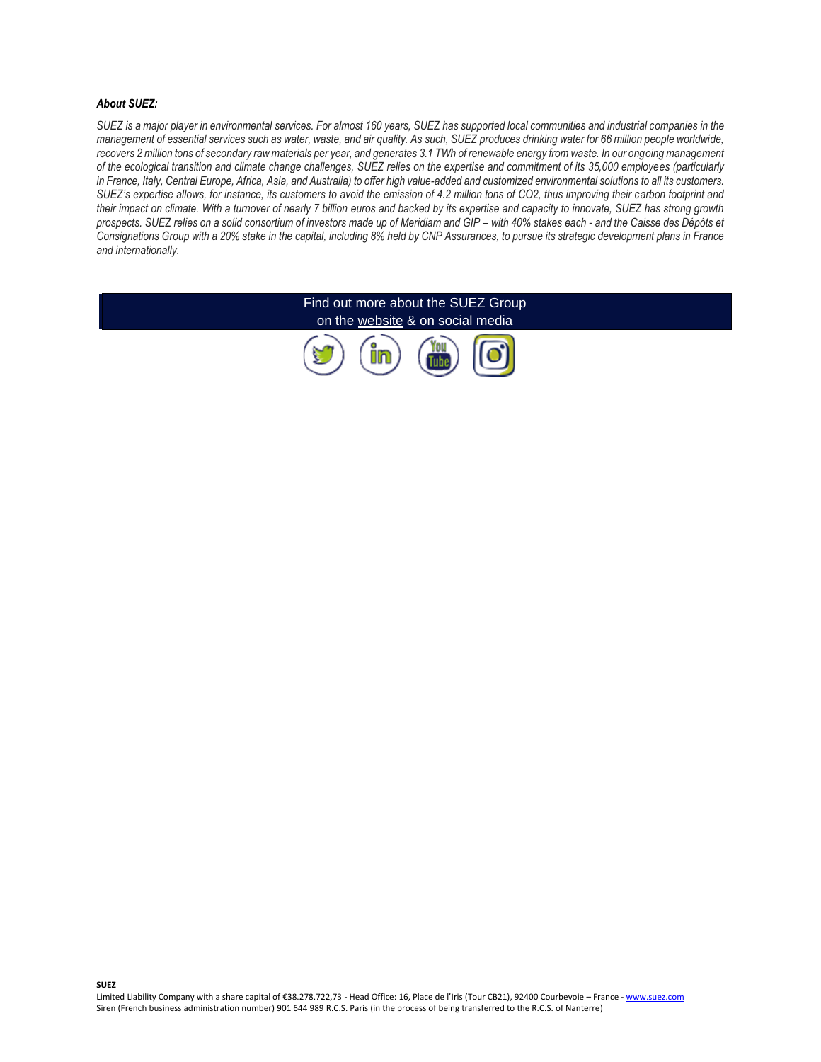***About SUEZ:***

*SUEZ is a major player in environmental services. For almost 160 years, SUEZ has supported local communities and industrial companies in the management of essential services such as water, waste, and air quality. As such, SUEZ produces drinking water for 66 million people worldwide, recovers 2 million tons of secondary raw materials per year, and generates 3.1 TWh of renewable energy from waste. In our ongoing management of the ecological transition and climate change challenges, SUEZ relies on the expertise and commitment of its 35,000 employees (particularly in France, Italy, Central Europe, Africa, Asia, and Australia) to offer high value-added and customized environmental solutions to all its customers. SUEZ's expertise allows, for instance, its customers to avoid the emission of 4.2 million tons of CO2, thus improving their carbon footprint and their impact on climate. With a turnover of nearly 7 billion euros and backed by its expertise and capacity to innovate, SUEZ has strong growth prospects. SUEZ relies on a solid consortium of investors made up of Meridiam and GIP – with 40% stakes each - and the Caisse des Dépôts et Consignations Group with a 20% stake in the capital, including 8% held by CNP Assurances, to pursue its strategic development plans in France and internationally.*

Find out more about the SUEZ Group
on the website & on social media

**SUEZ**
Limited Liability Company with a share capital of €38.278.722,73 - Head Office: 16, Place de l'Iris (Tour CB21), 92400 Courbevoie – France - www.suez.com
Siren (French business administration number) 901 644 989 R.C.S. Paris (in the process of being transferred to the R.C.S. of Nanterre)